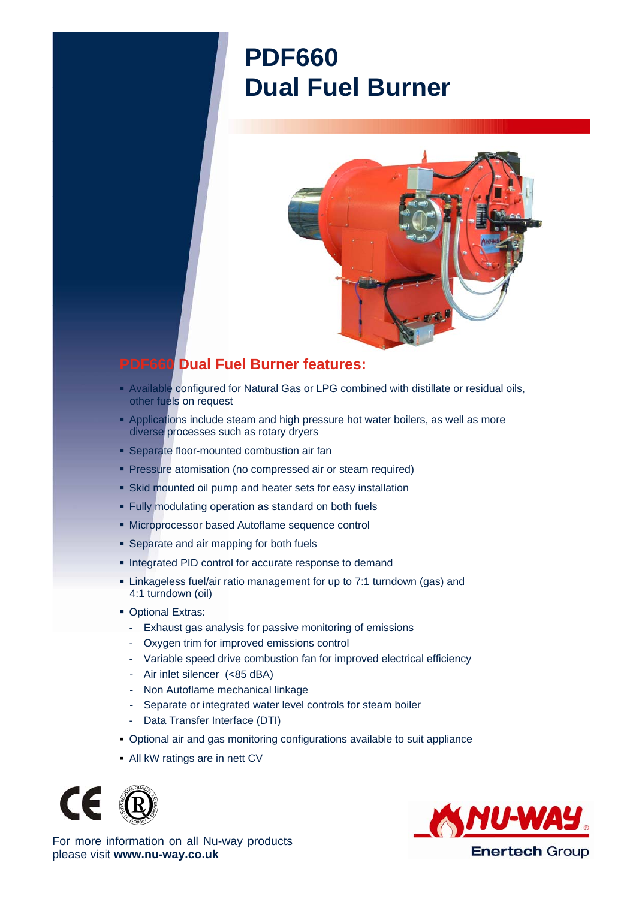# PDF660 Dual Fuel Burner

## PDF660 Dual Fuel Burner features:

- Available configured for Natural Gas or LPG combined with distillate or residual oils, other fuels on request
- Applications include steam and high pressure hot water boilers, as well as more diverse processes such as rotary dryers
- Separate floor-mounted combustion air fan
- Pressure atomisation (no compressed air or steam required)
- Skid mounted oil pump and heater sets for easy installation
- Fully modulating operation as standard on both fuels
- Microprocessor based Autoflame sequence control
- Separate and air mapping for both fuels
- Integrated PID control for accurate response to demand
- Linkageless fuel/air ratio management for up to 7:1 turndown (gas) and 4:1 turndown (oil)
- Optional Extras:
  - Exhaust gas analysis for passive monitoring of emissions
  - Oxygen trim for improved emissions control
  - Variable speed drive combustion fan for improved electrical efficiency
  - Air inlet silencer (<85 dBA)
  - Non Autoflame mechanical linkage
  - Separate or integrated water level controls for steam boiler
  - Data Transfer Interface (DTI)
- Optional air and gas monitoring configurations available to suit appliance
- All kW ratings are in nett CV

For more information on all Nu-way products please visit **www.nu-way.co.uk**

NU-WAY® Enertech Group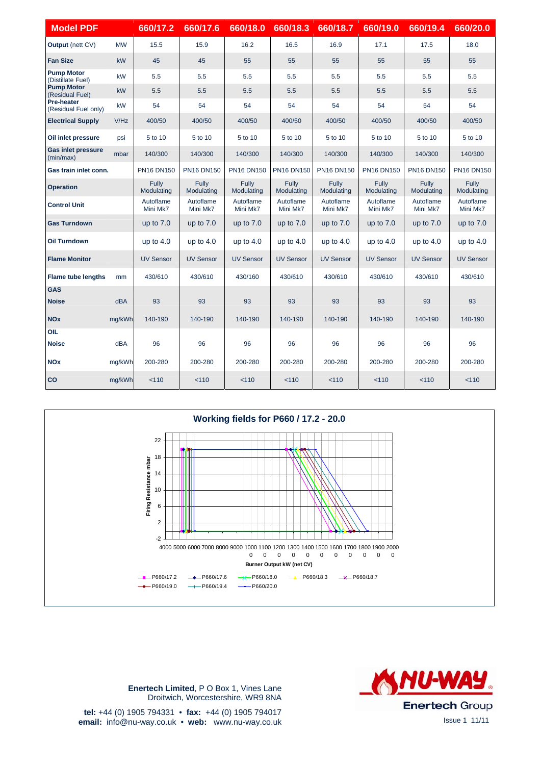| Model PDF | | 660/17.2 | 660/17.6 | 660/18.0 | 660/18.3 | 660/18.7 | 660/19.0 | 660/19.4 | 660/20.0 |
|---|---|---|---|---|---|---|---|---|---|
| **Output** (nett CV) | MW | 15.5 | 15.9 | 16.2 | 16.5 | 16.9 | 17.1 | 17.5 | 18.0 |
| **Fan Size** | kW | 45 | 45 | 55 | 55 | 55 | 55 | 55 | 55 |
| **Pump Motor** (Distillate Fuel) | kW | 5.5 | 5.5 | 5.5 | 5.5 | 5.5 | 5.5 | 5.5 | 5.5 |
| **Pump Motor** (Residual Fuel) | kW | 5.5 | 5.5 | 5.5 | 5.5 | 5.5 | 5.5 | 5.5 | 5.5 |
| **Pre-heater** (Residual Fuel only) | kW | 54 | 54 | 54 | 54 | 54 | 54 | 54 | 54 |
| **Electrical Supply** | V/Hz | 400/50 | 400/50 | 400/50 | 400/50 | 400/50 | 400/50 | 400/50 | 400/50 |
| **Oil inlet pressure** | psi | 5 to 10 | 5 to 10 | 5 to 10 | 5 to 10 | 5 to 10 | 5 to 10 | 5 to 10 | 5 to 10 |
| **Gas inlet pressure** (min/max) | mbar | 140/300 | 140/300 | 140/300 | 140/300 | 140/300 | 140/300 | 140/300 | 140/300 |
| **Gas train inlet conn.** | | PN16 DN150 | PN16 DN150 | PN16 DN150 | PN16 DN150 | PN16 DN150 | PN16 DN150 | PN16 DN150 | PN16 DN150 |
| **Operation** | | Fully Modulating | Fully Modulating | Fully Modulating | Fully Modulating | Fully Modulating | Fully Modulating | Fully Modulating | Fully Modulating |
| **Control Unit** | | Autoflame Mini Mk7 | Autoflame Mini Mk7 | Autoflame Mini Mk7 | Autoflame Mini Mk7 | Autoflame Mini Mk7 | Autoflame Mini Mk7 | Autoflame Mini Mk7 | Autoflame Mini Mk7 |
| **Gas Turndown** | | up to 7.0 | up to 7.0 | up to 7.0 | up to 7.0 | up to 7.0 | up to 7.0 | up to 7.0 | up to 7.0 |
| **Oil Turndown** | | up to 4.0 | up to 4.0 | up to 4.0 | up to 4.0 | up to 4.0 | up to 4.0 | up to 4.0 | up to 4.0 |
| **Flame Monitor** | | UV Sensor | UV Sensor | UV Sensor | UV Sensor | UV Sensor | UV Sensor | UV Sensor | UV Sensor |
| **Flame tube lengths** | mm | 430/610 | 430/610 | 430/160 | 430/610 | 430/610 | 430/610 | 430/610 | 430/610 |
| **GAS** | | | | | | | | | |
| **Noise** | dBA | 93 | 93 | 93 | 93 | 93 | 93 | 93 | 93 |
| **NOx** | mg/kWh | 140-190 | 140-190 | 140-190 | 140-190 | 140-190 | 140-190 | 140-190 | 140-190 |
| **OIL** | | | | | | | | | |
| **Noise** | dBA | 96 | 96 | 96 | 96 | 96 | 96 | 96 | 96 |
| **NOx** | mg/kWh | 200-280 | 200-280 | 200-280 | 200-280 | 200-280 | 200-280 | 200-280 | 200-280 |
| **CO** | mg/kWh | <110 | <110 | <110 | <110 | <110 | <110 | <110 | <110 |

**Working fields for P660 / 17.2 - 20.0**

Firing Resistance mbar

22
18
14
10
6
2
-2

4000 5000 6000 7000 8000 9000 10000 11000 12000 13000 14000 15000 16000 17000 18000 19000 20000

Burner Output kW (net CV)

P660/17.2, P660/17.6, P660/18.0, P660/18.3, P660/18.7, P660/19.0, P660/19.4, P660/20.0

**Enertech Limited**, P O Box 1, Vines Lane
Droitwich, Worcestershire, WR9 8NA

**tel:** +44 (0) 1905 794331 • **fax:** +44 (0) 1905 794017
**email:** info@nu-way.co.uk • **web:** www.nu-way.co.uk

NU-WAY
Enertech Group

Issue 1 11/11